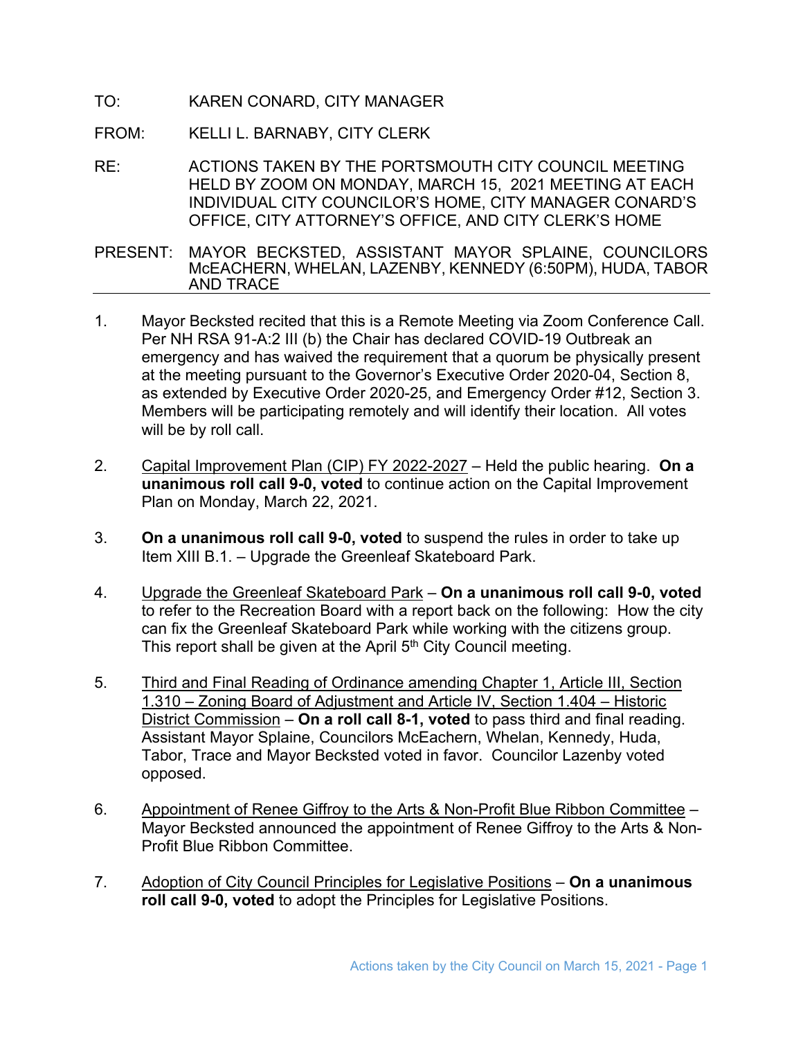TO: KAREN CONARD, CITY MANAGER

FROM: KELLI L. BARNABY, CITY CLERK

RE: ACTIONS TAKEN BY THE PORTSMOUTH CITY COUNCIL MEETING HELD BY ZOOM ON MONDAY, MARCH 15, 2021 MEETING AT EACH INDIVIDUAL CITY COUNCILOR'S HOME, CITY MANAGER CONARD'S OFFICE, CITY ATTORNEY'S OFFICE, AND CITY CLERK'S HOME

PRESENT: MAYOR BECKSTED, ASSISTANT MAYOR SPLAINE, COUNCILORS McEACHERN, WHELAN, LAZENBY, KENNEDY (6:50PM), HUDA, TABOR AND TRACE

---

1. Mayor Becksted recited that this is a Remote Meeting via Zoom Conference Call. Per NH RSA 91-A:2 III (b) the Chair has declared COVID-19 Outbreak an emergency and has waived the requirement that a quorum be physically present at the meeting pursuant to the Governor's Executive Order 2020-04, Section 8, as extended by Executive Order 2020-25, and Emergency Order #12, Section 3. Members will be participating remotely and will identify their location. All votes will be by roll call.

2. <u>Capital Improvement Plan (CIP) FY 2022-2027</u> – Held the public hearing. **On a unanimous roll call 9-0, voted** to continue action on the Capital Improvement Plan on Monday, March 22, 2021.

3. **On a unanimous roll call 9-0, voted** to suspend the rules in order to take up Item XIII B.1. – Upgrade the Greenleaf Skateboard Park.

4. <u>Upgrade the Greenleaf Skateboard Park</u> – **On a unanimous roll call 9-0, voted** to refer to the Recreation Board with a report back on the following: How the city can fix the Greenleaf Skateboard Park while working with the citizens group. This report shall be given at the April 5th City Council meeting.

5. <u>Third and Final Reading of Ordinance amending Chapter 1, Article III, Section 1.310 – Zoning Board of Adjustment and Article IV, Section 1.404 – Historic District Commission</u> – **On a roll call 8-1, voted** to pass third and final reading. Assistant Mayor Splaine, Councilors McEachern, Whelan, Kennedy, Huda, Tabor, Trace and Mayor Becksted voted in favor. Councilor Lazenby voted opposed.

6. <u>Appointment of Renee Giffroy to the Arts & Non-Profit Blue Ribbon Committee</u> – Mayor Becksted announced the appointment of Renee Giffroy to the Arts & Non-Profit Blue Ribbon Committee.

7. <u>Adoption of City Council Principles for Legislative Positions</u> – **On a unanimous roll call 9-0, voted** to adopt the Principles for Legislative Positions.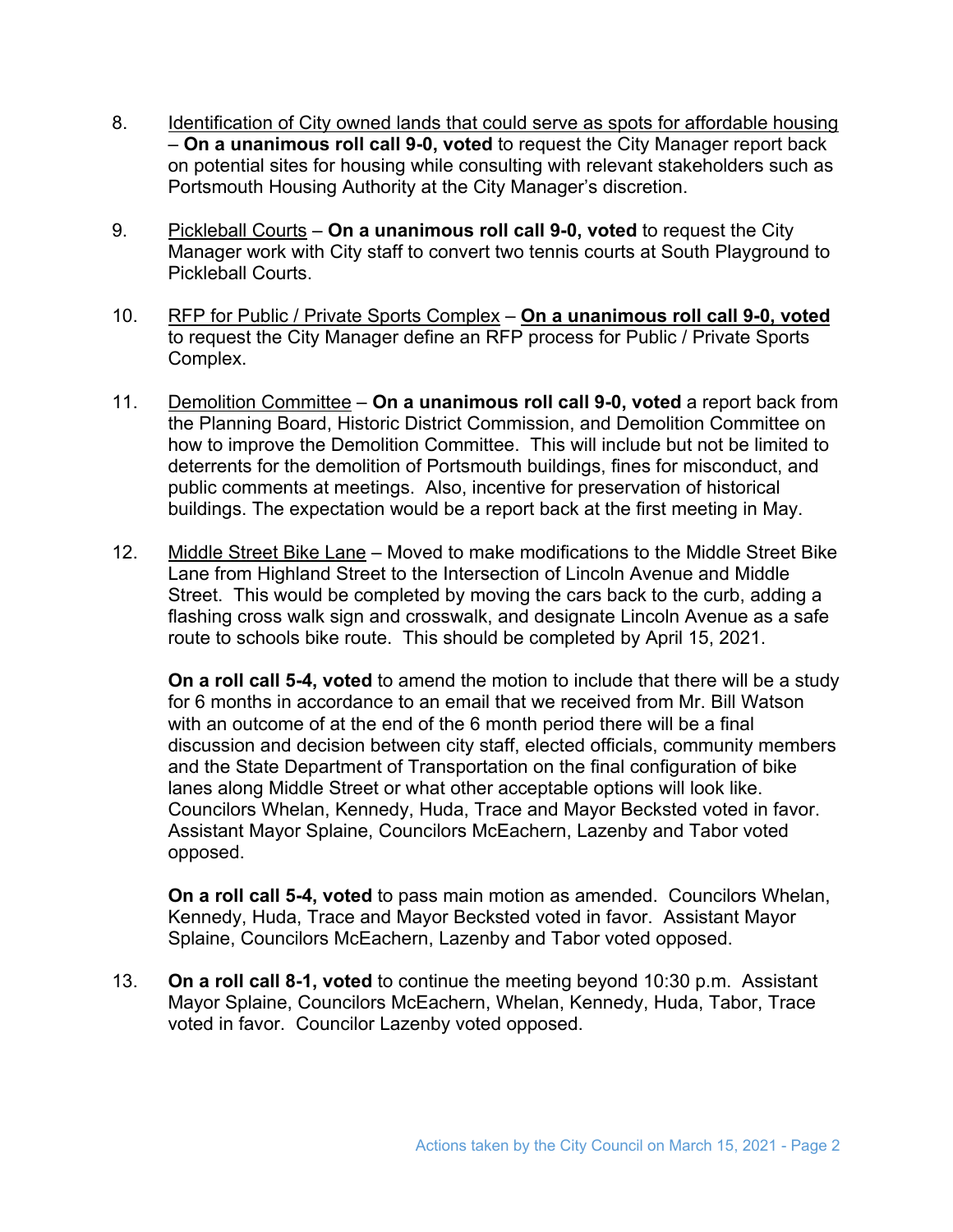8. <u>Identification of City owned lands that could serve as spots for affordable housing</u> – **On a unanimous roll call 9-0, voted** to request the City Manager report back on potential sites for housing while consulting with relevant stakeholders such as Portsmouth Housing Authority at the City Manager's discretion.

9. <u>Pickleball Courts</u> – **On a unanimous roll call 9-0, voted** to request the City Manager work with City staff to convert two tennis courts at South Playground to Pickleball Courts.

10. <u>RFP for Public / Private Sports Complex</u> – <u>**On a unanimous roll call 9-0, voted**</u> to request the City Manager define an RFP process for Public / Private Sports Complex.

11. <u>Demolition Committee</u> – **On a unanimous roll call 9-0, voted** a report back from the Planning Board, Historic District Commission, and Demolition Committee on how to improve the Demolition Committee. This will include but not be limited to deterrents for the demolition of Portsmouth buildings, fines for misconduct, and public comments at meetings. Also, incentive for preservation of historical buildings. The expectation would be a report back at the first meeting in May.

12. <u>Middle Street Bike Lane</u> – Moved to make modifications to the Middle Street Bike Lane from Highland Street to the Intersection of Lincoln Avenue and Middle Street. This would be completed by moving the cars back to the curb, adding a flashing cross walk sign and crosswalk, and designate Lincoln Avenue as a safe route to schools bike route. This should be completed by April 15, 2021.

   **On a roll call 5-4, voted** to amend the motion to include that there will be a study for 6 months in accordance to an email that we received from Mr. Bill Watson with an outcome of at the end of the 6 month period there will be a final discussion and decision between city staff, elected officials, community members and the State Department of Transportation on the final configuration of bike lanes along Middle Street or what other acceptable options will look like. Councilors Whelan, Kennedy, Huda, Trace and Mayor Becksted voted in favor. Assistant Mayor Splaine, Councilors McEachern, Lazenby and Tabor voted opposed.

   **On a roll call 5-4, voted** to pass main motion as amended. Councilors Whelan, Kennedy, Huda, Trace and Mayor Becksted voted in favor. Assistant Mayor Splaine, Councilors McEachern, Lazenby and Tabor voted opposed.

13. **On a roll call 8-1, voted** to continue the meeting beyond 10:30 p.m. Assistant Mayor Splaine, Councilors McEachern, Whelan, Kennedy, Huda, Tabor, Trace voted in favor. Councilor Lazenby voted opposed.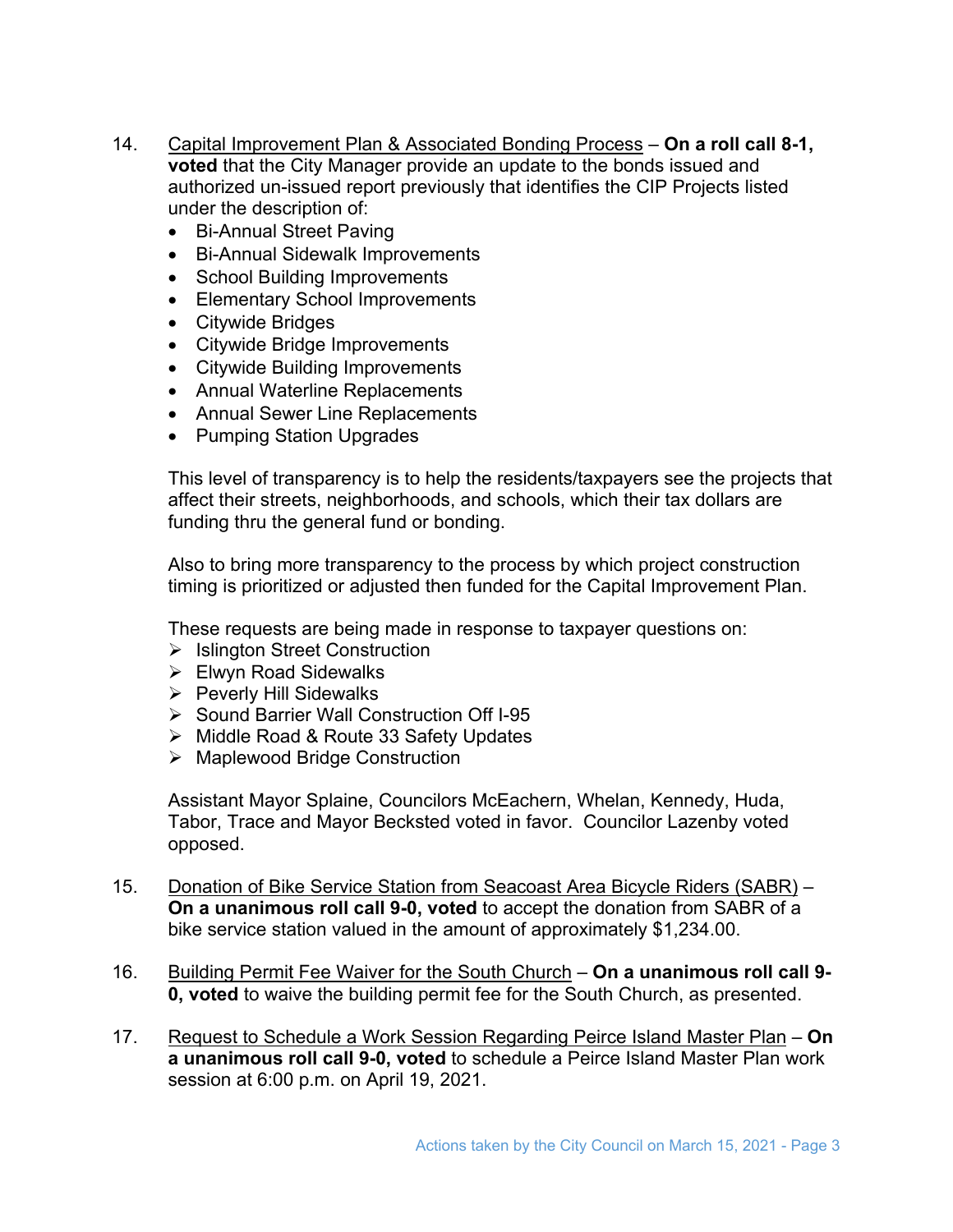14. Capital Improvement Plan & Associated Bonding Process – **On a roll call 8-1, voted** that the City Manager provide an update to the bonds issued and authorized un-issued report previously that identifies the CIP Projects listed under the description of:
    - Bi-Annual Street Paving
    - Bi-Annual Sidewalk Improvements
    - School Building Improvements
    - Elementary School Improvements
    - Citywide Bridges
    - Citywide Bridge Improvements
    - Citywide Building Improvements
    - Annual Waterline Replacements
    - Annual Sewer Line Replacements
    - Pumping Station Upgrades

    This level of transparency is to help the residents/taxpayers see the projects that affect their streets, neighborhoods, and schools, which their tax dollars are funding thru the general fund or bonding.

    Also to bring more transparency to the process by which project construction timing is prioritized or adjusted then funded for the Capital Improvement Plan.

    These requests are being made in response to taxpayer questions on:
    - Islington Street Construction
    - Elwyn Road Sidewalks
    - Peverly Hill Sidewalks
    - Sound Barrier Wall Construction Off I-95
    - Middle Road & Route 33 Safety Updates
    - Maplewood Bridge Construction

    Assistant Mayor Splaine, Councilors McEachern, Whelan, Kennedy, Huda, Tabor, Trace and Mayor Becksted voted in favor. Councilor Lazenby voted opposed.

15. Donation of Bike Service Station from Seacoast Area Bicycle Riders (SABR) – **On a unanimous roll call 9-0, voted** to accept the donation from SABR of a bike service station valued in the amount of approximately $1,234.00.

16. Building Permit Fee Waiver for the South Church – **On a unanimous roll call 9-0, voted** to waive the building permit fee for the South Church, as presented.

17. Request to Schedule a Work Session Regarding Peirce Island Master Plan – **On a unanimous roll call 9-0, voted** to schedule a Peirce Island Master Plan work session at 6:00 p.m. on April 19, 2021.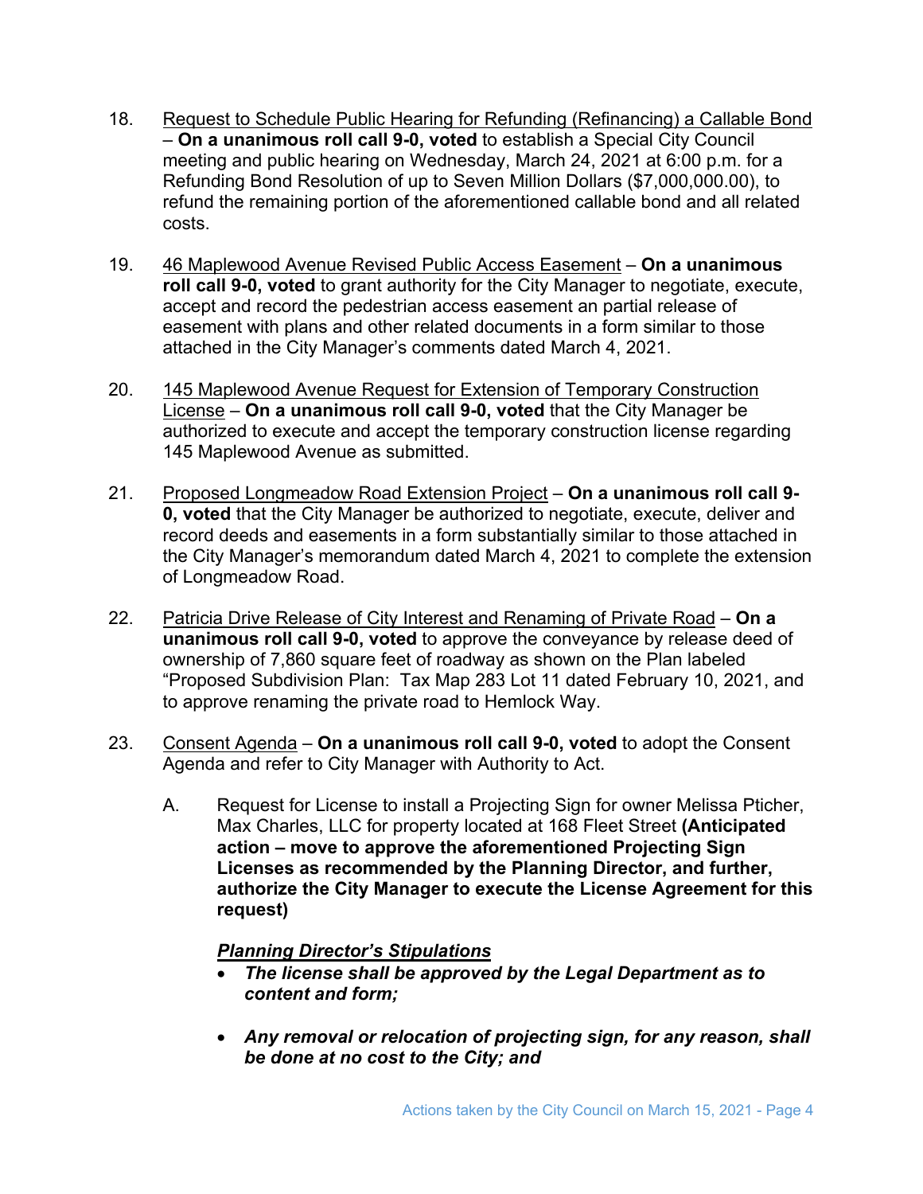18. Request to Schedule Public Hearing for Refunding (Refinancing) a Callable Bond – **On a unanimous roll call 9-0, voted** to establish a Special City Council meeting and public hearing on Wednesday, March 24, 2021 at 6:00 p.m. for a Refunding Bond Resolution of up to Seven Million Dollars ($7,000,000.00), to refund the remaining portion of the aforementioned callable bond and all related costs.

19. 46 Maplewood Avenue Revised Public Access Easement – **On a unanimous roll call 9-0, voted** to grant authority for the City Manager to negotiate, execute, accept and record the pedestrian access easement an partial release of easement with plans and other related documents in a form similar to those attached in the City Manager's comments dated March 4, 2021.

20. 145 Maplewood Avenue Request for Extension of Temporary Construction License – **On a unanimous roll call 9-0, voted** that the City Manager be authorized to execute and accept the temporary construction license regarding 145 Maplewood Avenue as submitted.

21. Proposed Longmeadow Road Extension Project – **On a unanimous roll call 9-0, voted** that the City Manager be authorized to negotiate, execute, deliver and record deeds and easements in a form substantially similar to those attached in the City Manager's memorandum dated March 4, 2021 to complete the extension of Longmeadow Road.

22. Patricia Drive Release of City Interest and Renaming of Private Road – **On a unanimous roll call 9-0, voted** to approve the conveyance by release deed of ownership of 7,860 square feet of roadway as shown on the Plan labeled "Proposed Subdivision Plan: Tax Map 283 Lot 11 dated February 10, 2021, and to approve renaming the private road to Hemlock Way.

23. Consent Agenda – **On a unanimous roll call 9-0, voted** to adopt the Consent Agenda and refer to City Manager with Authority to Act.

    A. Request for License to install a Projecting Sign for owner Melissa Pticher, Max Charles, LLC for property located at 168 Fleet Street **(Anticipated action – move to approve the aforementioned Projecting Sign Licenses as recommended by the Planning Director, and further, authorize the City Manager to execute the License Agreement for this request)**

       ***Planning Director's Stipulations***

       - ***The license shall be approved by the Legal Department as to content and form;***
       - ***Any removal or relocation of projecting sign, for any reason, shall be done at no cost to the City; and***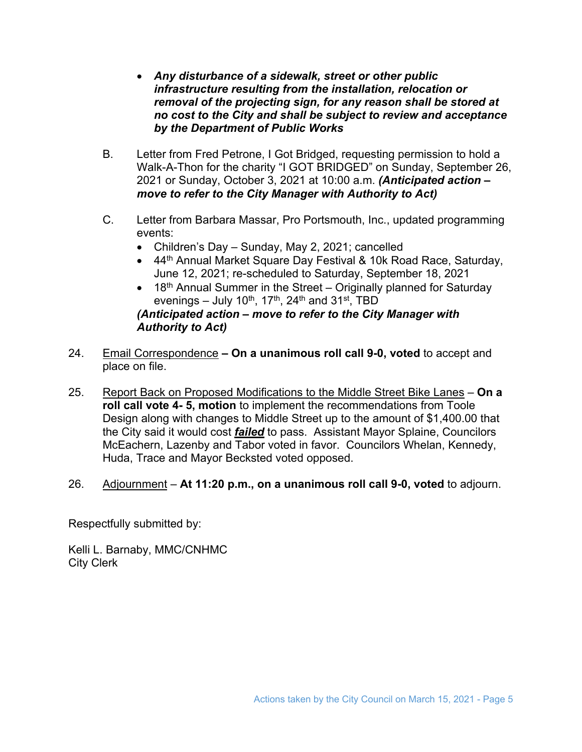- ***Any disturbance of a sidewalk, street or other public infrastructure resulting from the installation, relocation or removal of the projecting sign, for any reason shall be stored at no cost to the City and shall be subject to review and acceptance by the Department of Public Works***

B. Letter from Fred Petrone, I Got Bridged, requesting permission to hold a Walk-A-Thon for the charity "I GOT BRIDGED" on Sunday, September 26, 2021 or Sunday, October 3, 2021 at 10:00 a.m. ***(Anticipated action – move to refer to the City Manager with Authority to Act)***

C. Letter from Barbara Massar, Pro Portsmouth, Inc., updated programming events:
   - Children's Day – Sunday, May 2, 2021; cancelled
   - 44th Annual Market Square Day Festival & 10k Road Race, Saturday, June 12, 2021; re-scheduled to Saturday, September 18, 2021
   - 18th Annual Summer in the Street – Originally planned for Saturday evenings – July 10th, 17th, 24th and 31st, TBD

   ***(Anticipated action – move to refer to the City Manager with Authority to Act)***

24. Email Correspondence **– On a unanimous roll call 9-0, voted** to accept and place on file.

25. Report Back on Proposed Modifications to the Middle Street Bike Lanes – **On a roll call vote 4- 5, motion** to implement the recommendations from Toole Design along with changes to Middle Street up to the amount of $1,400.00 that the City said it would cost ***failed*** to pass. Assistant Mayor Splaine, Councilors McEachern, Lazenby and Tabor voted in favor. Councilors Whelan, Kennedy, Huda, Trace and Mayor Becksted voted opposed.

26. Adjournment – **At 11:20 p.m., on a unanimous roll call 9-0, voted** to adjourn.

Respectfully submitted by:

Kelli L. Barnaby, MMC/CNHMC
City Clerk